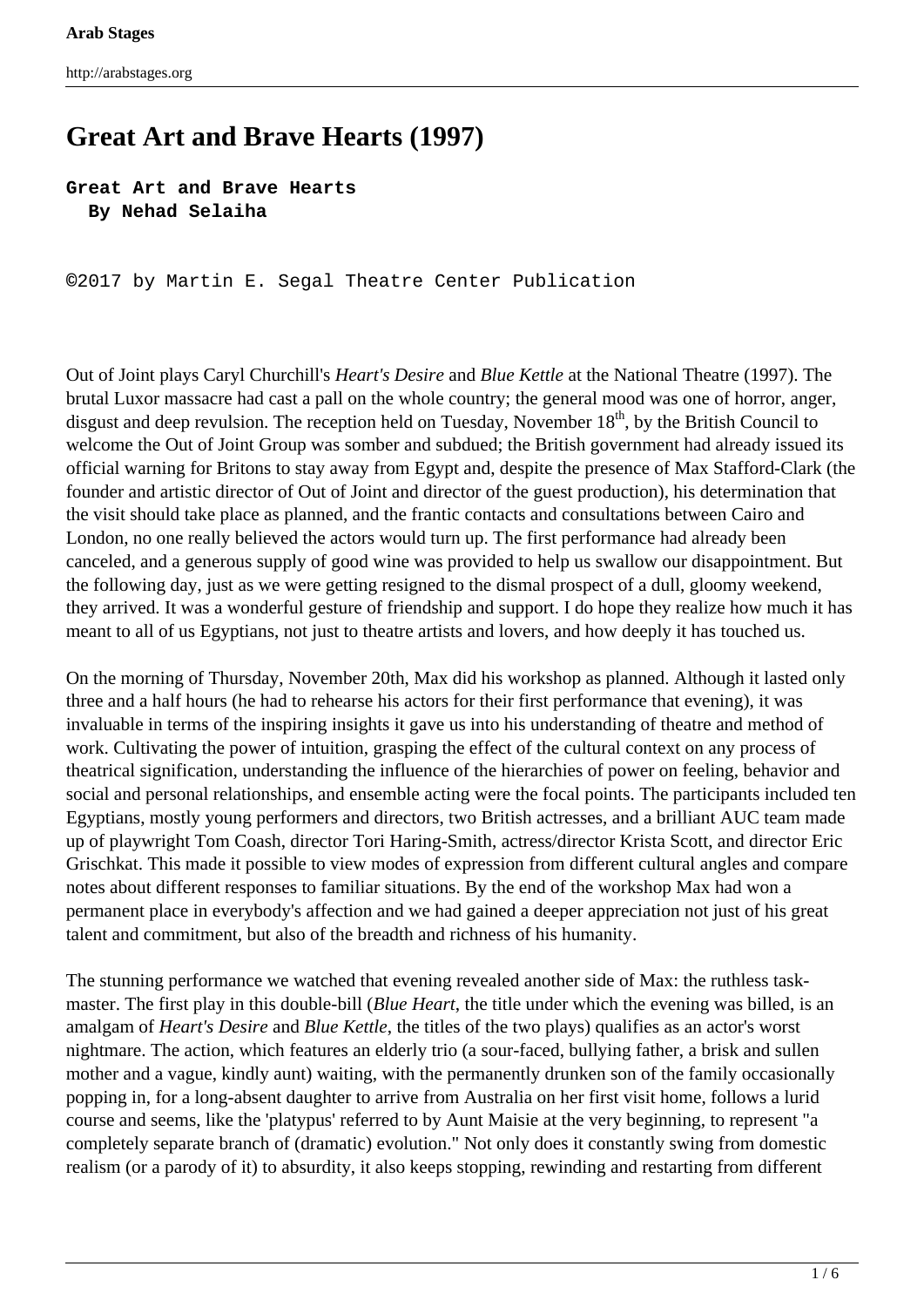# Great Art and Brave Hearts (1997)

**Great Art and Brave Hearts**
**By Nehad Selaiha**

©2017 by Martin E. Segal Theatre Center Publication

Out of Joint plays Caryl Churchill's *Heart's Desire* and *Blue Kettle* at the National Theatre (1997). The brutal Luxor massacre had cast a pall on the whole country; the general mood was one of horror, anger, disgust and deep revulsion. The reception held on Tuesday, November 18th, by the British Council to welcome the Out of Joint Group was somber and subdued; the British government had already issued its official warning for Britons to stay away from Egypt and, despite the presence of Max Stafford-Clark (the founder and artistic director of Out of Joint and director of the guest production), his determination that the visit should take place as planned, and the frantic contacts and consultations between Cairo and London, no one really believed the actors would turn up. The first performance had already been canceled, and a generous supply of good wine was provided to help us swallow our disappointment. But the following day, just as we were getting resigned to the dismal prospect of a dull, gloomy weekend, they arrived. It was a wonderful gesture of friendship and support. I do hope they realize how much it has meant to all of us Egyptians, not just to theatre artists and lovers, and how deeply it has touched us.

On the morning of Thursday, November 20th, Max did his workshop as planned. Although it lasted only three and a half hours (he had to rehearse his actors for their first performance that evening), it was invaluable in terms of the inspiring insights it gave us into his understanding of theatre and method of work. Cultivating the power of intuition, grasping the effect of the cultural context on any process of theatrical signification, understanding the influence of the hierarchies of power on feeling, behavior and social and personal relationships, and ensemble acting were the focal points. The participants included ten Egyptians, mostly young performers and directors, two British actresses, and a brilliant AUC team made up of playwright Tom Coash, director Tori Haring-Smith, actress/director Krista Scott, and director Eric Grischkat. This made it possible to view modes of expression from different cultural angles and compare notes about different responses to familiar situations. By the end of the workshop Max had won a permanent place in everybody's affection and we had gained a deeper appreciation not just of his great talent and commitment, but also of the breadth and richness of his humanity.

The stunning performance we watched that evening revealed another side of Max: the ruthless task-master. The first play in this double-bill (*Blue Heart*, the title under which the evening was billed, is an amalgam of *Heart's Desire* and *Blue Kettle*, the titles of the two plays) qualifies as an actor's worst nightmare. The action, which features an elderly trio (a sour-faced, bullying father, a brisk and sullen mother and a vague, kindly aunt) waiting, with the permanently drunken son of the family occasionally popping in, for a long-absent daughter to arrive from Australia on her first visit home, follows a lurid course and seems, like the 'platypus' referred to by Aunt Maisie at the very beginning, to represent "a completely separate branch of (dramatic) evolution." Not only does it constantly swing from domestic realism (or a parody of it) to absurdity, it also keeps stopping, rewinding and restarting from different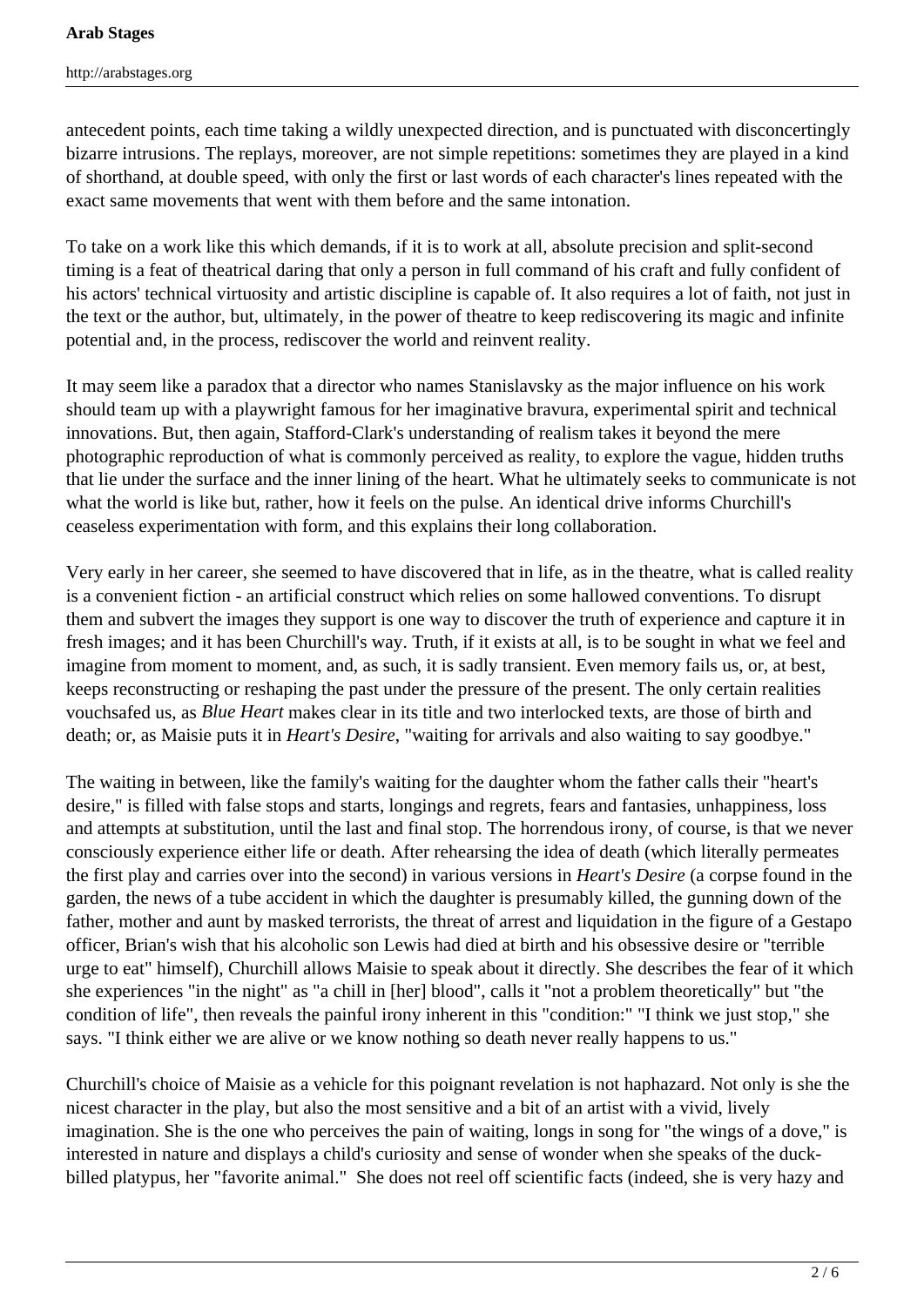antecedent points, each time taking a wildly unexpected direction, and is punctuated with disconcertingly bizarre intrusions. The replays, moreover, are not simple repetitions: sometimes they are played in a kind of shorthand, at double speed, with only the first or last words of each character's lines repeated with the exact same movements that went with them before and the same intonation.

To take on a work like this which demands, if it is to work at all, absolute precision and split-second timing is a feat of theatrical daring that only a person in full command of his craft and fully confident of his actors' technical virtuosity and artistic discipline is capable of. It also requires a lot of faith, not just in the text or the author, but, ultimately, in the power of theatre to keep rediscovering its magic and infinite potential and, in the process, rediscover the world and reinvent reality.

It may seem like a paradox that a director who names Stanislavsky as the major influence on his work should team up with a playwright famous for her imaginative bravura, experimental spirit and technical innovations. But, then again, Stafford-Clark's understanding of realism takes it beyond the mere photographic reproduction of what is commonly perceived as reality, to explore the vague, hidden truths that lie under the surface and the inner lining of the heart. What he ultimately seeks to communicate is not what the world is like but, rather, how it feels on the pulse. An identical drive informs Churchill's ceaseless experimentation with form, and this explains their long collaboration.

Very early in her career, she seemed to have discovered that in life, as in the theatre, what is called reality is a convenient fiction - an artificial construct which relies on some hallowed conventions. To disrupt them and subvert the images they support is one way to discover the truth of experience and capture it in fresh images; and it has been Churchill's way. Truth, if it exists at all, is to be sought in what we feel and imagine from moment to moment, and, as such, it is sadly transient. Even memory fails us, or, at best, keeps reconstructing or reshaping the past under the pressure of the present. The only certain realities vouchsafed us, as *Blue Heart* makes clear in its title and two interlocked texts, are those of birth and death; or, as Maisie puts it in *Heart's Desire*, "waiting for arrivals and also waiting to say goodbye."

The waiting in between, like the family's waiting for the daughter whom the father calls their "heart's desire," is filled with false stops and starts, longings and regrets, fears and fantasies, unhappiness, loss and attempts at substitution, until the last and final stop. The horrendous irony, of course, is that we never consciously experience either life or death. After rehearsing the idea of death (which literally permeates the first play and carries over into the second) in various versions in *Heart's Desire* (a corpse found in the garden, the news of a tube accident in which the daughter is presumably killed, the gunning down of the father, mother and aunt by masked terrorists, the threat of arrest and liquidation in the figure of a Gestapo officer, Brian's wish that his alcoholic son Lewis had died at birth and his obsessive desire or "terrible urge to eat" himself), Churchill allows Maisie to speak about it directly. She describes the fear of it which she experiences "in the night" as "a chill in [her] blood", calls it "not a problem theoretically" but "the condition of life", then reveals the painful irony inherent in this "condition:" "I think we just stop," she says. "I think either we are alive or we know nothing so death never really happens to us."

Churchill's choice of Maisie as a vehicle for this poignant revelation is not haphazard. Not only is she the nicest character in the play, but also the most sensitive and a bit of an artist with a vivid, lively imagination. She is the one who perceives the pain of waiting, longs in song for "the wings of a dove," is interested in nature and displays a child's curiosity and sense of wonder when she speaks of the duck-billed platypus, her "favorite animal." She does not reel off scientific facts (indeed, she is very hazy and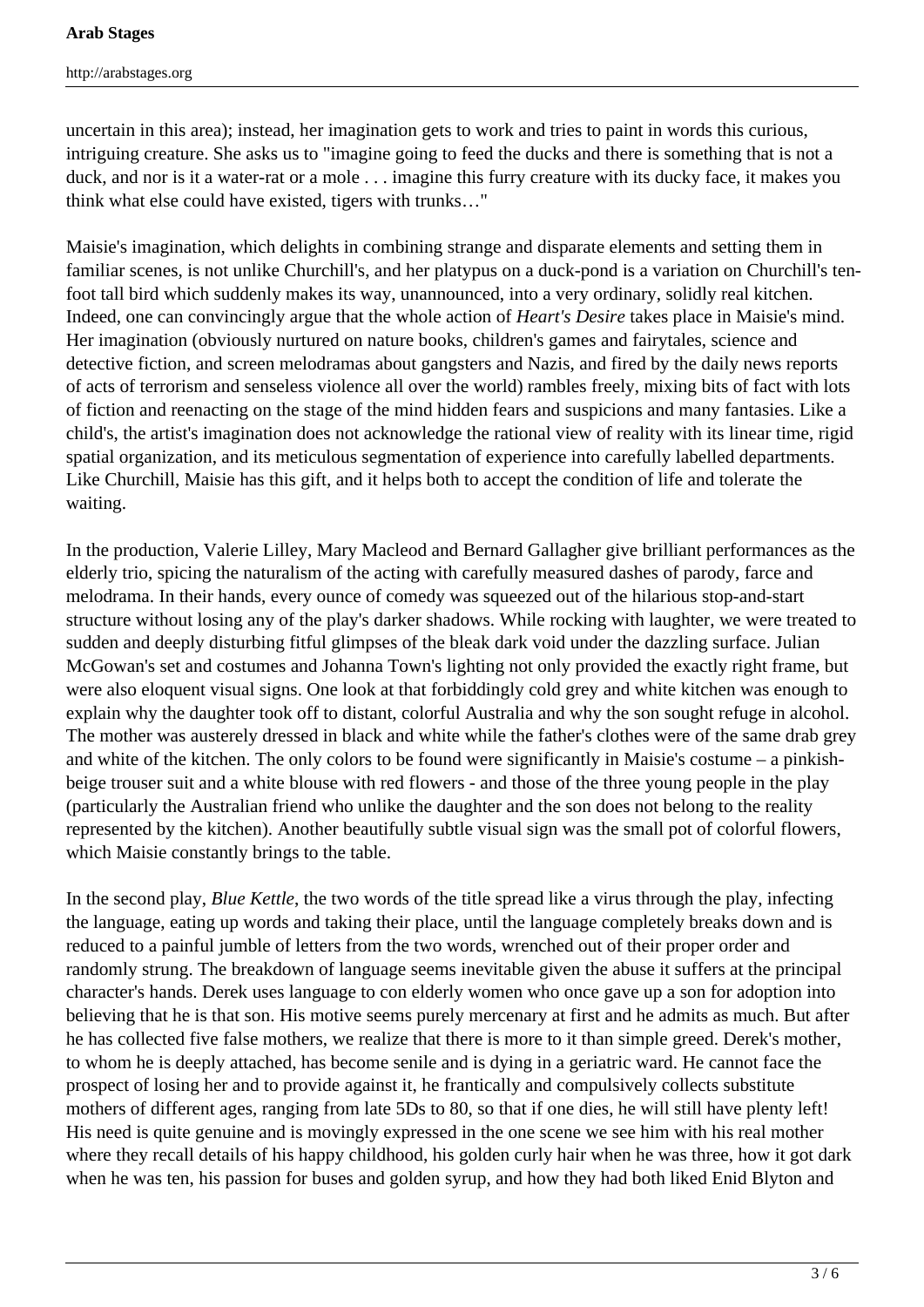uncertain in this area); instead, her imagination gets to work and tries to paint in words this curious, intriguing creature. She asks us to "imagine going to feed the ducks and there is something that is not a duck, and nor is it a water-rat or a mole . . . imagine this furry creature with its ducky face, it makes you think what else could have existed, tigers with trunks…"

Maisie's imagination, which delights in combining strange and disparate elements and setting them in familiar scenes, is not unlike Churchill's, and her platypus on a duck-pond is a variation on Churchill's ten-foot tall bird which suddenly makes its way, unannounced, into a very ordinary, solidly real kitchen. Indeed, one can convincingly argue that the whole action of *Heart's Desire* takes place in Maisie's mind. Her imagination (obviously nurtured on nature books, children's games and fairytales, science and detective fiction, and screen melodramas about gangsters and Nazis, and fired by the daily news reports of acts of terrorism and senseless violence all over the world) rambles freely, mixing bits of fact with lots of fiction and reenacting on the stage of the mind hidden fears and suspicions and many fantasies. Like a child's, the artist's imagination does not acknowledge the rational view of reality with its linear time, rigid spatial organization, and its meticulous segmentation of experience into carefully labelled departments. Like Churchill, Maisie has this gift, and it helps both to accept the condition of life and tolerate the waiting.

In the production, Valerie Lilley, Mary Macleod and Bernard Gallagher give brilliant performances as the elderly trio, spicing the naturalism of the acting with carefully measured dashes of parody, farce and melodrama. In their hands, every ounce of comedy was squeezed out of the hilarious stop-and-start structure without losing any of the play's darker shadows. While rocking with laughter, we were treated to sudden and deeply disturbing fitful glimpses of the bleak dark void under the dazzling surface. Julian McGowan's set and costumes and Johanna Town's lighting not only provided the exactly right frame, but were also eloquent visual signs. One look at that forbiddingly cold grey and white kitchen was enough to explain why the daughter took off to distant, colorful Australia and why the son sought refuge in alcohol. The mother was austerely dressed in black and white while the father's clothes were of the same drab grey and white of the kitchen. The only colors to be found were significantly in Maisie's costume – a pinkish-beige trouser suit and a white blouse with red flowers - and those of the three young people in the play (particularly the Australian friend who unlike the daughter and the son does not belong to the reality represented by the kitchen). Another beautifully subtle visual sign was the small pot of colorful flowers, which Maisie constantly brings to the table.

In the second play, *Blue Kettle*, the two words of the title spread like a virus through the play, infecting the language, eating up words and taking their place, until the language completely breaks down and is reduced to a painful jumble of letters from the two words, wrenched out of their proper order and randomly strung. The breakdown of language seems inevitable given the abuse it suffers at the principal character's hands. Derek uses language to con elderly women who once gave up a son for adoption into believing that he is that son. His motive seems purely mercenary at first and he admits as much. But after he has collected five false mothers, we realize that there is more to it than simple greed. Derek's mother, to whom he is deeply attached, has become senile and is dying in a geriatric ward. He cannot face the prospect of losing her and to provide against it, he frantically and compulsively collects substitute mothers of different ages, ranging from late 5Ds to 80, so that if one dies, he will still have plenty left! His need is quite genuine and is movingly expressed in the one scene we see him with his real mother where they recall details of his happy childhood, his golden curly hair when he was three, how it got dark when he was ten, his passion for buses and golden syrup, and how they had both liked Enid Blyton and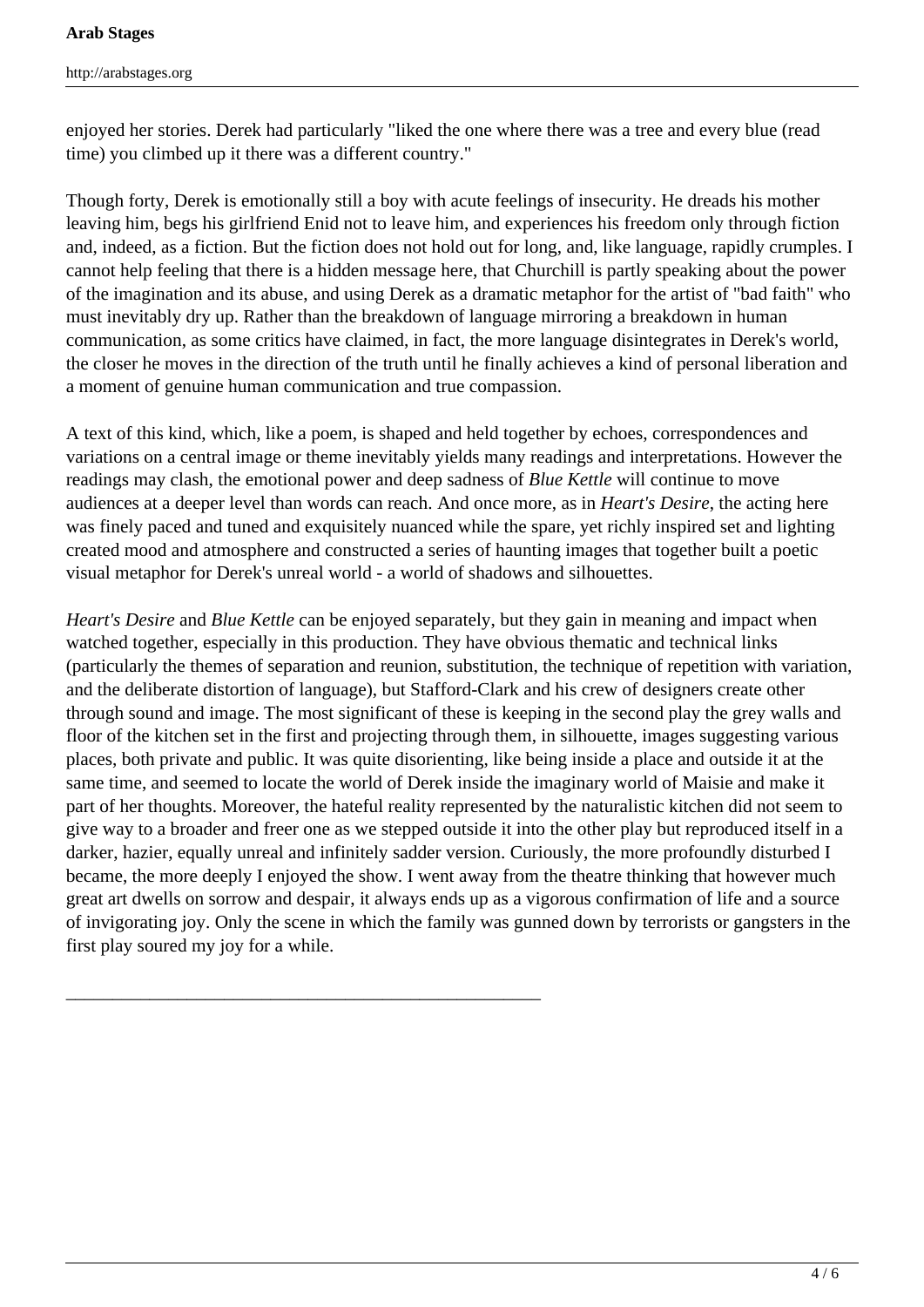enjoyed her stories. Derek had particularly "liked the one where there was a tree and every blue (read time) you climbed up it there was a different country."

Though forty, Derek is emotionally still a boy with acute feelings of insecurity. He dreads his mother leaving him, begs his girlfriend Enid not to leave him, and experiences his freedom only through fiction and, indeed, as a fiction. But the fiction does not hold out for long, and, like language, rapidly crumples. I cannot help feeling that there is a hidden message here, that Churchill is partly speaking about the power of the imagination and its abuse, and using Derek as a dramatic metaphor for the artist of "bad faith" who must inevitably dry up. Rather than the breakdown of language mirroring a breakdown in human communication, as some critics have claimed, in fact, the more language disintegrates in Derek's world, the closer he moves in the direction of the truth until he finally achieves a kind of personal liberation and a moment of genuine human communication and true compassion.

A text of this kind, which, like a poem, is shaped and held together by echoes, correspondences and variations on a central image or theme inevitably yields many readings and interpretations. However the readings may clash, the emotional power and deep sadness of *Blue Kettle* will continue to move audiences at a deeper level than words can reach. And once more, as in *Heart's Desire*, the acting here was finely paced and tuned and exquisitely nuanced while the spare, yet richly inspired set and lighting created mood and atmosphere and constructed a series of haunting images that together built a poetic visual metaphor for Derek's unreal world - a world of shadows and silhouettes.

*Heart's Desire* and *Blue Kettle* can be enjoyed separately, but they gain in meaning and impact when watched together, especially in this production. They have obvious thematic and technical links (particularly the themes of separation and reunion, substitution, the technique of repetition with variation, and the deliberate distortion of language), but Stafford-Clark and his crew of designers create other through sound and image. The most significant of these is keeping in the second play the grey walls and floor of the kitchen set in the first and projecting through them, in silhouette, images suggesting various places, both private and public. It was quite disorienting, like being inside a place and outside it at the same time, and seemed to locate the world of Derek inside the imaginary world of Maisie and make it part of her thoughts. Moreover, the hateful reality represented by the naturalistic kitchen did not seem to give way to a broader and freer one as we stepped outside it into the other play but reproduced itself in a darker, hazier, equally unreal and infinitely sadder version. Curiously, the more profoundly disturbed I became, the more deeply I enjoyed the show. I went away from the theatre thinking that however much great art dwells on sorrow and despair, it always ends up as a vigorous confirmation of life and a source of invigorating joy. Only the scene in which the family was gunned down by terrorists or gangsters in the first play soured my joy for a while.

---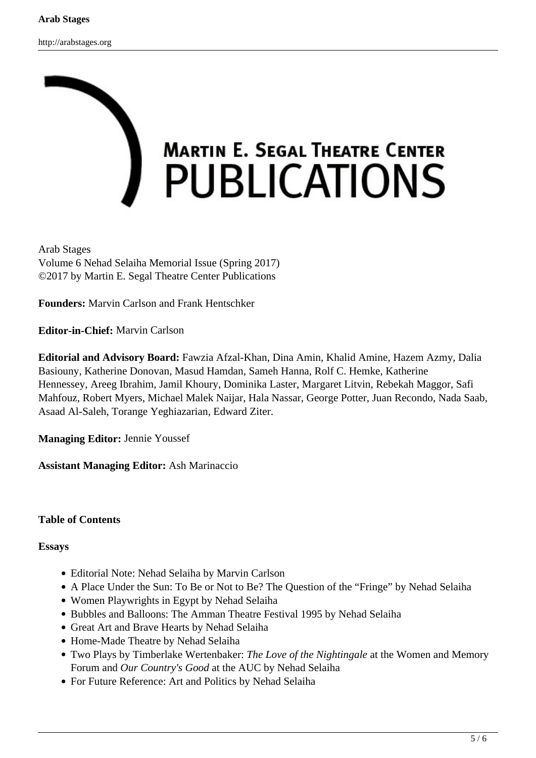MARTIN E. SEGAL THEATRE CENTER PUBLICATIONS

Arab Stages
Volume 6 Nehad Selaiha Memorial Issue (Spring 2017)
©2017 by Martin E. Segal Theatre Center Publications

**Founders:** Marvin Carlson and Frank Hentschker

**Editor-in-Chief:** Marvin Carlson

**Editorial and Advisory Board:** Fawzia Afzal-Khan, Dina Amin, Khalid Amine, Hazem Azmy, Dalia Basiouny, Katherine Donovan, Masud Hamdan, Sameh Hanna, Rolf C. Hemke, Katherine Hennessey, Areeg Ibrahim, Jamil Khoury, Dominika Laster, Margaret Litvin, Rebekah Maggor, Safi Mahfouz, Robert Myers, Michael Malek Naijar, Hala Nassar, George Potter, Juan Recondo, Nada Saab, Asaad Al-Saleh, Torange Yeghiazarian, Edward Ziter.

**Managing Editor:** Jennie Youssef

**Assistant Managing Editor:** Ash Marinaccio

**Table of Contents**

**Essays**

- Editorial Note: Nehad Selaiha by Marvin Carlson
- A Place Under the Sun: To Be or Not to Be? The Question of the "Fringe" by Nehad Selaiha
- Women Playwrights in Egypt by Nehad Selaiha
- Bubbles and Balloons: The Amman Theatre Festival 1995 by Nehad Selaiha
- Great Art and Brave Hearts by Nehad Selaiha
- Home-Made Theatre by Nehad Selaiha
- Two Plays by Timberlake Wertenbaker: *The Love of the Nightingale* at the Women and Memory Forum and *Our Country's Good* at the AUC by Nehad Selaiha
- For Future Reference: Art and Politics by Nehad Selaiha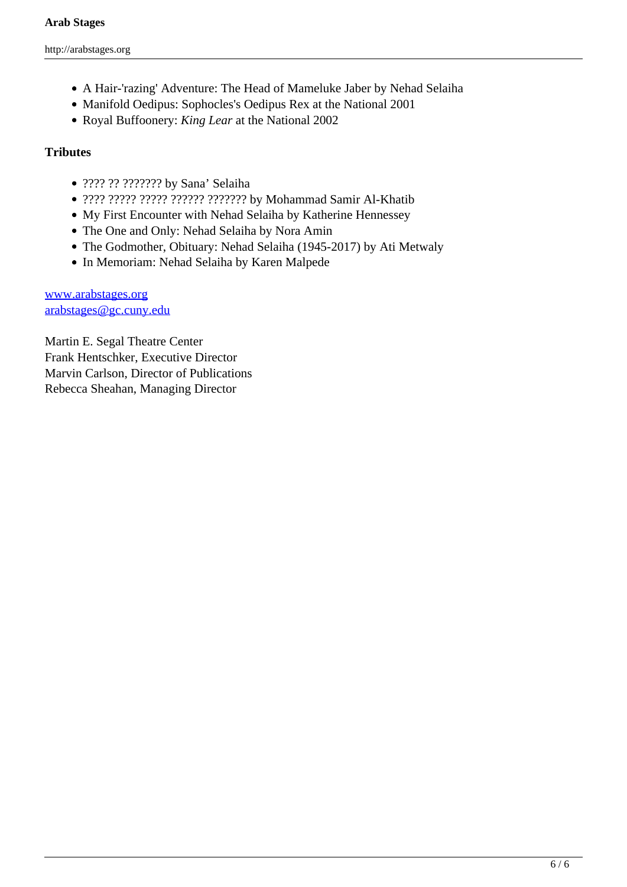- A Hair-'razing' Adventure: The Head of Mameluke Jaber by Nehad Selaiha
- Manifold Oedipus: Sophocles's Oedipus Rex at the National 2001
- Royal Buffoonery: *King Lear* at the National 2002

### Tributes

- ???? ?? ??????? by Sana' Selaiha
- ???? ????? ????? ?????? ??????? by Mohammad Samir Al-Khatib
- My First Encounter with Nehad Selaiha by Katherine Hennessey
- The One and Only: Nehad Selaiha by Nora Amin
- The Godmother, Obituary: Nehad Selaiha (1945-2017) by Ati Metwaly
- In Memoriam: Nehad Selaiha by Karen Malpede

[www.arabstages.org](http://www.arabstages.org)
[arabstages@gc.cuny.edu](mailto:arabstages@gc.cuny.edu)

Martin E. Segal Theatre Center
Frank Hentschker, Executive Director
Marvin Carlson, Director of Publications
Rebecca Sheahan, Managing Director